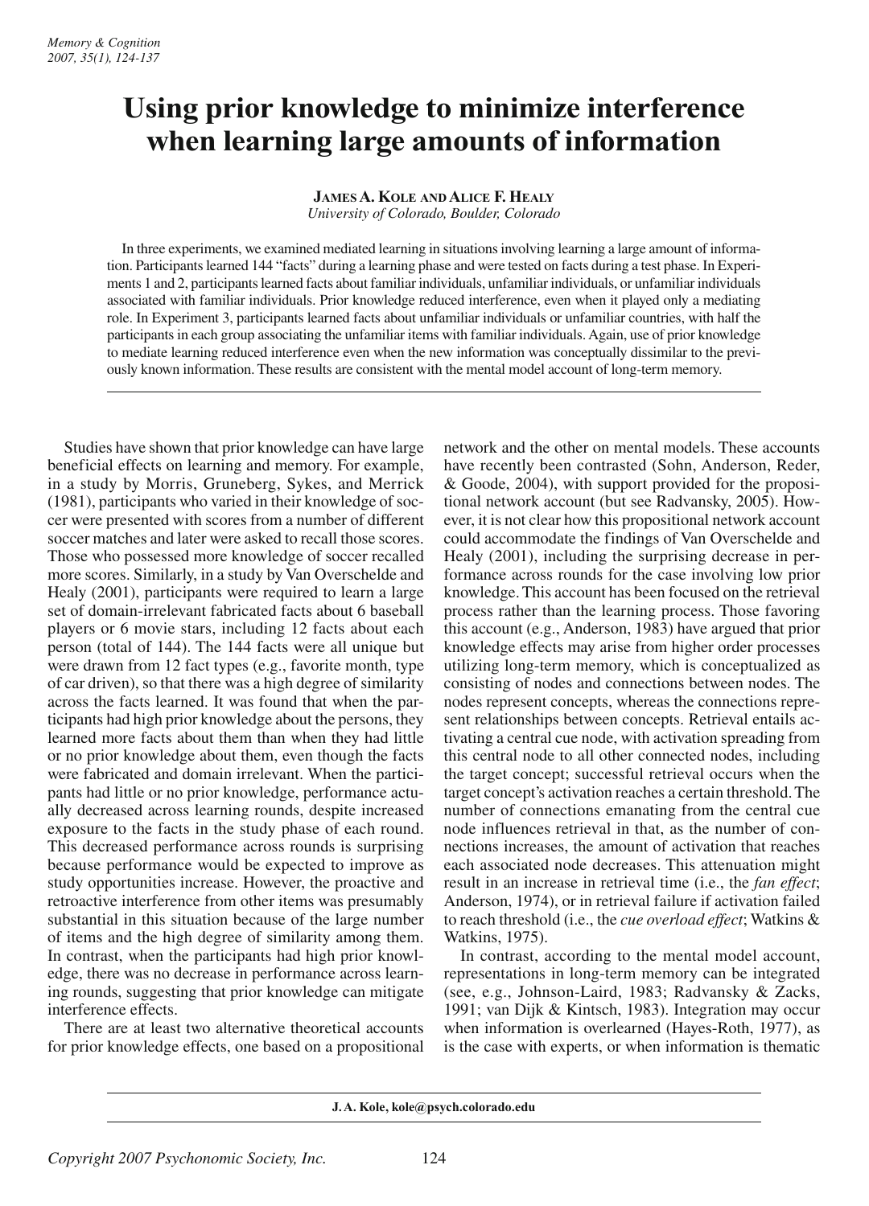# Using prior knowledge to minimize interference when learning large amounts of information

**JAMES A. KOLE AND ALICE F. HEALY**
*University of Colorado, Boulder, Colorado*

In three experiments, we examined mediated learning in situations involving learning a large amount of information. Participants learned 144 "facts" during a learning phase and were tested on facts during a test phase. In Experiments 1 and 2, participants learned facts about familiar individuals, unfamiliar individuals, or unfamiliar individuals associated with familiar individuals. Prior knowledge reduced interference, even when it played only a mediating role. In Experiment 3, participants learned facts about unfamiliar individuals or unfamiliar countries, with half the participants in each group associating the unfamiliar items with familiar individuals. Again, use of prior knowledge to mediate learning reduced interference even when the new information was conceptually dissimilar to the previously known information. These results are consistent with the mental model account of long-term memory.

---

Studies have shown that prior knowledge can have large beneficial effects on learning and memory. For example, in a study by Morris, Gruneberg, Sykes, and Merrick (1981), participants who varied in their knowledge of soccer were presented with scores from a number of different soccer matches and later were asked to recall those scores. Those who possessed more knowledge of soccer recalled more scores. Similarly, in a study by Van Overschelde and Healy (2001), participants were required to learn a large set of domain-irrelevant fabricated facts about 6 baseball players or 6 movie stars, including 12 facts about each person (total of 144). The 144 facts were all unique but were drawn from 12 fact types (e.g., favorite month, type of car driven), so that there was a high degree of similarity across the facts learned. It was found that when the participants had high prior knowledge about the persons, they learned more facts about them than when they had little or no prior knowledge about them, even though the facts were fabricated and domain irrelevant. When the participants had little or no prior knowledge, performance actually decreased across learning rounds, despite increased exposure to the facts in the study phase of each round. This decreased performance across rounds is surprising because performance would be expected to improve as study opportunities increase. However, the proactive and retroactive interference from other items was presumably substantial in this situation because of the large number of items and the high degree of similarity among them. In contrast, when the participants had high prior knowledge, there was no decrease in performance across learning rounds, suggesting that prior knowledge can mitigate interference effects.

There are at least two alternative theoretical accounts for prior knowledge effects, one based on a propositional network and the other on mental models. These accounts have recently been contrasted (Sohn, Anderson, Reder, & Goode, 2004), with support provided for the propositional network account (but see Radvansky, 2005). However, it is not clear how this propositional network account could accommodate the findings of Van Overschelde and Healy (2001), including the surprising decrease in performance across rounds for the case involving low prior knowledge. This account has been focused on the retrieval process rather than the learning process. Those favoring this account (e.g., Anderson, 1983) have argued that prior knowledge effects may arise from higher order processes utilizing long-term memory, which is conceptualized as consisting of nodes and connections between nodes. The nodes represent concepts, whereas the connections represent relationships between concepts. Retrieval entails activating a central cue node, with activation spreading from this central node to all other connected nodes, including the target concept; successful retrieval occurs when the target concept's activation reaches a certain threshold. The number of connections emanating from the central cue node influences retrieval in that, as the number of connections increases, the amount of activation that reaches each associated node decreases. This attenuation might result in an increase in retrieval time (i.e., the *fan effect*; Anderson, 1974), or in retrieval failure if activation failed to reach threshold (i.e., the *cue overload effect*; Watkins & Watkins, 1975).

In contrast, according to the mental model account, representations in long-term memory can be integrated (see, e.g., Johnson-Laird, 1983; Radvansky & Zacks, 1991; van Dijk & Kintsch, 1983). Integration may occur when information is overlearned (Hayes-Roth, 1977), as is the case with experts, or when information is thematic

---

J. A. Kole, kole@psych.colorado.edu

Copyright 2007 Psychonomic Society, Inc.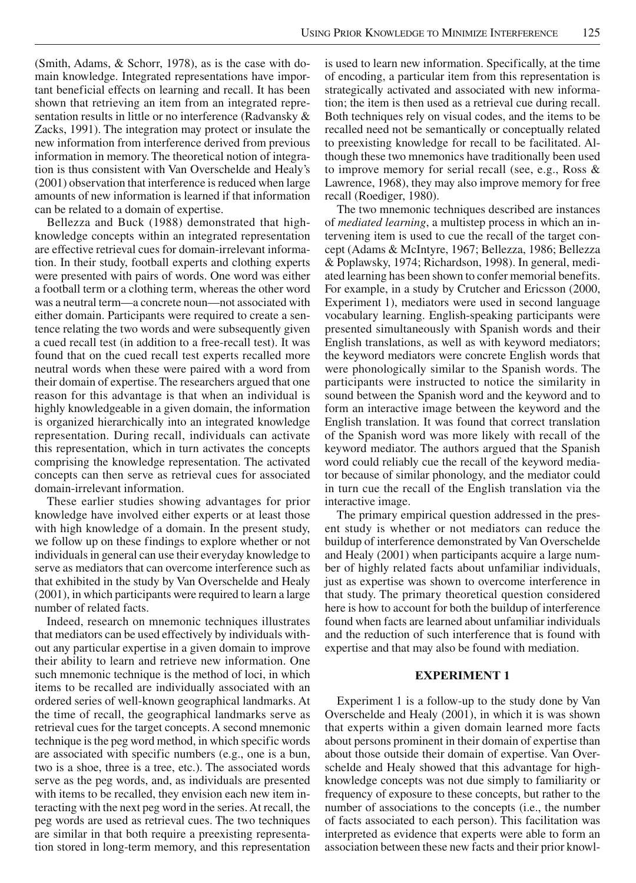(Smith, Adams, & Schorr, 1978), as is the case with domain knowledge. Integrated representations have important beneficial effects on learning and recall. It has been shown that retrieving an item from an integrated representation results in little or no interference (Radvansky & Zacks, 1991). The integration may protect or insulate the new information from interference derived from previous information in memory. The theoretical notion of integration is thus consistent with Van Overschelde and Healy's (2001) observation that interference is reduced when large amounts of new information is learned if that information can be related to a domain of expertise.

Bellezza and Buck (1988) demonstrated that high-knowledge concepts within an integrated representation are effective retrieval cues for domain-irrelevant information. In their study, football experts and clothing experts were presented with pairs of words. One word was either a football term or a clothing term, whereas the other word was a neutral term—a concrete noun—not associated with either domain. Participants were required to create a sentence relating the two words and were subsequently given a cued recall test (in addition to a free-recall test). It was found that on the cued recall test experts recalled more neutral words when these were paired with a word from their domain of expertise. The researchers argued that one reason for this advantage is that when an individual is highly knowledgeable in a given domain, the information is organized hierarchically into an integrated knowledge representation. During recall, individuals can activate this representation, which in turn activates the concepts comprising the knowledge representation. The activated concepts can then serve as retrieval cues for associated domain-irrelevant information.

These earlier studies showing advantages for prior knowledge have involved either experts or at least those with high knowledge of a domain. In the present study, we follow up on these findings to explore whether or not individuals in general can use their everyday knowledge to serve as mediators that can overcome interference such as that exhibited in the study by Van Overschelde and Healy (2001), in which participants were required to learn a large number of related facts.

Indeed, research on mnemonic techniques illustrates that mediators can be used effectively by individuals without any particular expertise in a given domain to improve their ability to learn and retrieve new information. One such mnemonic technique is the method of loci, in which items to be recalled are individually associated with an ordered series of well-known geographical landmarks. At the time of recall, the geographical landmarks serve as retrieval cues for the target concepts. A second mnemonic technique is the peg word method, in which specific words are associated with specific numbers (e.g., one is a bun, two is a shoe, three is a tree, etc.). The associated words serve as the peg words, and, as individuals are presented with items to be recalled, they envision each new item interacting with the next peg word in the series. At recall, the peg words are used as retrieval cues. The two techniques are similar in that both require a preexisting representation stored in long-term memory, and this representation is used to learn new information. Specifically, at the time of encoding, a particular item from this representation is strategically activated and associated with new information; the item is then used as a retrieval cue during recall. Both techniques rely on visual codes, and the items to be recalled need not be semantically or conceptually related to preexisting knowledge for recall to be facilitated. Although these two mnemonics have traditionally been used to improve memory for serial recall (see, e.g., Ross & Lawrence, 1968), they may also improve memory for free recall (Roediger, 1980).

The two mnemonic techniques described are instances of *mediated learning*, a multistep process in which an intervening item is used to cue the recall of the target concept (Adams & McIntyre, 1967; Bellezza, 1986; Bellezza & Poplawsky, 1974; Richardson, 1998). In general, mediated learning has been shown to confer memorial benefits. For example, in a study by Crutcher and Ericsson (2000, Experiment 1), mediators were used in second language vocabulary learning. English-speaking participants were presented simultaneously with Spanish words and their English translations, as well as with keyword mediators; the keyword mediators were concrete English words that were phonologically similar to the Spanish words. The participants were instructed to notice the similarity in sound between the Spanish word and the keyword and to form an interactive image between the keyword and the English translation. It was found that correct translation of the Spanish word was more likely with recall of the keyword mediator. The authors argued that the Spanish word could reliably cue the recall of the keyword mediator because of similar phonology, and the mediator could in turn cue the recall of the English translation via the interactive image.

The primary empirical question addressed in the present study is whether or not mediators can reduce the buildup of interference demonstrated by Van Overschelde and Healy (2001) when participants acquire a large number of highly related facts about unfamiliar individuals, just as expertise was shown to overcome interference in that study. The primary theoretical question considered here is how to account for both the buildup of interference found when facts are learned about unfamiliar individuals and the reduction of such interference that is found with expertise and that may also be found with mediation.

## EXPERIMENT 1

Experiment 1 is a follow-up to the study done by Van Overschelde and Healy (2001), in which it is was shown that experts within a given domain learned more facts about persons prominent in their domain of expertise than about those outside their domain of expertise. Van Overschelde and Healy showed that this advantage for high-knowledge concepts was not due simply to familiarity or frequency of exposure to these concepts, but rather to the number of associations to the concepts (i.e., the number of facts associated to each person). This facilitation was interpreted as evidence that experts were able to form an association between these new facts and their prior knowl-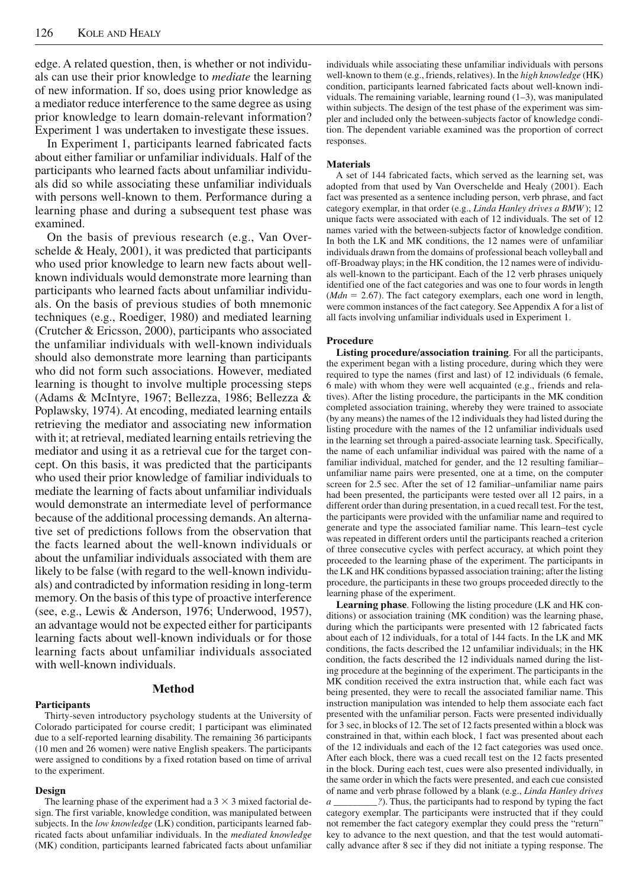edge. A related question, then, is whether or not individuals can use their prior knowledge to *mediate* the learning of new information. If so, does using prior knowledge as a mediator reduce interference to the same degree as using prior knowledge to learn domain-relevant information? Experiment 1 was undertaken to investigate these issues.

In Experiment 1, participants learned fabricated facts about either familiar or unfamiliar individuals. Half of the participants who learned facts about unfamiliar individuals did so while associating these unfamiliar individuals with persons well-known to them. Performance during a learning phase and during a subsequent test phase was examined.

On the basis of previous research (e.g., Van Overschelde & Healy, 2001), it was predicted that participants who used prior knowledge to learn new facts about well-known individuals would demonstrate more learning than participants who learned facts about unfamiliar individuals. On the basis of previous studies of both mnemonic techniques (e.g., Roediger, 1980) and mediated learning (Crutcher & Ericsson, 2000), participants who associated the unfamiliar individuals with well-known individuals should also demonstrate more learning than participants who did not form such associations. However, mediated learning is thought to involve multiple processing steps (Adams & McIntyre, 1967; Bellezza, 1986; Bellezza & Poplawsky, 1974). At encoding, mediated learning entails retrieving the mediator and associating new information with it; at retrieval, mediated learning entails retrieving the mediator and using it as a retrieval cue for the target concept. On this basis, it was predicted that the participants who used their prior knowledge of familiar individuals to mediate the learning of facts about unfamiliar individuals would demonstrate an intermediate level of performance because of the additional processing demands. An alternative set of predictions follows from the observation that the facts learned about the well-known individuals or about the unfamiliar individuals associated with them are likely to be false (with regard to the well-known individuals) and contradicted by information residing in long-term memory. On the basis of this type of proactive interference (see, e.g., Lewis & Anderson, 1976; Underwood, 1957), an advantage would not be expected either for participants learning facts about well-known individuals or for those learning facts about unfamiliar individuals associated with well-known individuals.

## Method

### Participants

Thirty-seven introductory psychology students at the University of Colorado participated for course credit; 1 participant was eliminated due to a self-reported learning disability. The remaining 36 participants (10 men and 26 women) were native English speakers. The participants were assigned to conditions by a fixed rotation based on time of arrival to the experiment.

### Design

The learning phase of the experiment had a $3 \times 3$ mixed factorial design. The first variable, knowledge condition, was manipulated between subjects. In the *low knowledge* (LK) condition, participants learned fabricated facts about unfamiliar individuals. In the *mediated knowledge* (MK) condition, participants learned fabricated facts about unfamiliar individuals while associating these unfamiliar individuals with persons well-known to them (e.g., friends, relatives). In the *high knowledge* (HK) condition, participants learned fabricated facts about well-known individuals. The remaining variable, learning round (1–3), was manipulated within subjects. The design of the test phase of the experiment was simpler and included only the between-subjects factor of knowledge condition. The dependent variable examined was the proportion of correct responses.

### Materials

A set of 144 fabricated facts, which served as the learning set, was adopted from that used by Van Overschelde and Healy (2001). Each fact was presented as a sentence including person, verb phrase, and fact category exemplar, in that order (e.g., *Linda Hanley drives a BMW*); 12 unique facts were associated with each of 12 individuals. The set of 12 names varied with the between-subjects factor of knowledge condition. In both the LK and MK conditions, the 12 names were of unfamiliar individuals drawn from the domains of professional beach volleyball and off-Broadway plays; in the HK condition, the 12 names were of individuals well-known to the participant. Each of the 12 verb phrases uniquely identified one of the fact categories and was one to four words in length (*Mdn* = 2.67). The fact category exemplars, each one word in length, were common instances of the fact category. See Appendix A for a list of all facts involving unfamiliar individuals used in Experiment 1.

### Procedure

**Listing procedure/association training**. For all the participants, the experiment began with a listing procedure, during which they were required to type the names (first and last) of 12 individuals (6 female, 6 male) with whom they were well acquainted (e.g., friends and relatives). After the listing procedure, the participants in the MK condition completed association training, whereby they were trained to associate (by any means) the names of the 12 individuals they had listed during the listing procedure with the names of the 12 unfamiliar individuals used in the learning set through a paired-associate learning task. Specifically, the name of each unfamiliar individual was paired with the name of a familiar individual, matched for gender, and the 12 resulting familiar–unfamiliar name pairs were presented, one at a time, on the computer screen for 2.5 sec. After the set of 12 familiar–unfamiliar name pairs had been presented, the participants were tested over all 12 pairs, in a different order than during presentation, in a cued recall test. For the test, the participants were provided with the unfamiliar name and required to generate and type the associated familiar name. This learn–test cycle was repeated in different orders until the participants reached a criterion of three consecutive cycles with perfect accuracy, at which point they proceeded to the learning phase of the experiment. The participants in the LK and HK conditions bypassed association training; after the listing procedure, the participants in these two groups proceeded directly to the learning phase of the experiment.

**Learning phase**. Following the listing procedure (LK and HK conditions) or association training (MK condition) was the learning phase, during which the participants were presented with 12 fabricated facts about each of 12 individuals, for a total of 144 facts. In the LK and MK conditions, the facts described the 12 unfamiliar individuals; in the HK condition, the facts described the 12 individuals named during the listing procedure at the beginning of the experiment. The participants in the MK condition received the extra instruction that, while each fact was being presented, they were to recall the associated familiar name. This instruction manipulation was intended to help them associate each fact presented with the unfamiliar person. Facts were presented individually for 3 sec, in blocks of 12. The set of 12 facts presented within a block was constrained in that, within each block, 1 fact was presented about each of the 12 individuals and each of the 12 fact categories was used once. After each block, there was a cued recall test on the 12 facts presented in the block. During each test, cues were also presented individually, in the same order in which the facts were presented, and each cue consisted of name and verb phrase followed by a blank (e.g., *Linda Hanley drives a \_\_\_\_\_\_\_\_\_?*). Thus, the participants had to respond by typing the fact category exemplar. The participants were instructed that if they could not remember the fact category exemplar they could press the "return" key to advance to the next question, and that the test would automatically advance after 8 sec if they did not initiate a typing response. The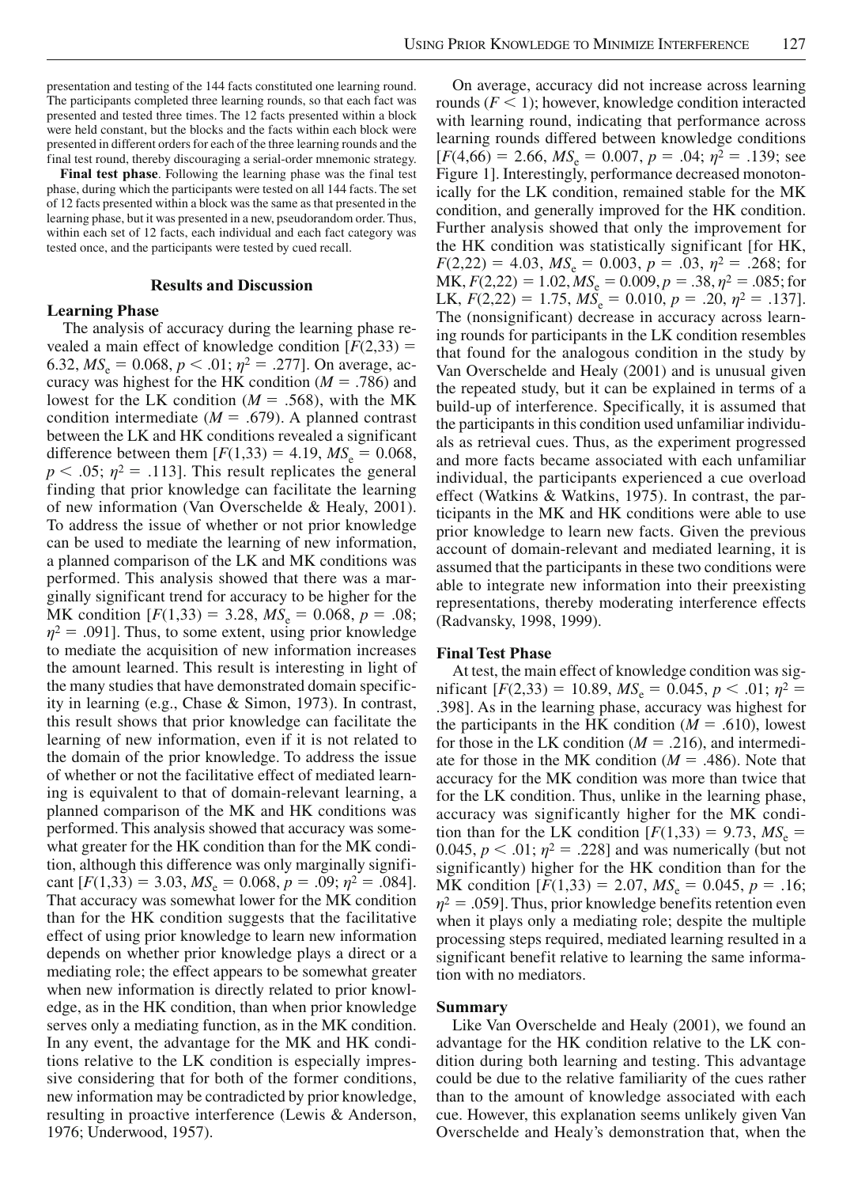presentation and testing of the 144 facts constituted one learning round. The participants completed three learning rounds, so that each fact was presented and tested three times. The 12 facts presented within a block were held constant, but the blocks and the facts within each block were presented in different orders for each of the three learning rounds and the final test round, thereby discouraging a serial-order mnemonic strategy.

**Final test phase**. Following the learning phase was the final test phase, during which the participants were tested on all 144 facts. The set of 12 facts presented within a block was the same as that presented in the learning phase, but it was presented in a new, pseudorandom order. Thus, within each set of 12 facts, each individual and each fact category was tested once, and the participants were tested by cued recall.

## Results and Discussion

### Learning Phase

The analysis of accuracy during the learning phase revealed a main effect of knowledge condition [$F(2,33) = 6.32$, $MS_e = 0.068$, $p < .01$; $\eta^2 = .277$]. On average, accuracy was highest for the HK condition ($M = .786$) and lowest for the LK condition ($M = .568$), with the MK condition intermediate ($M = .679$). A planned contrast between the LK and HK conditions revealed a significant difference between them [$F(1,33) = 4.19$, $MS_e = 0.068$, $p < .05$; $\eta^2 = .113$]. This result replicates the general finding that prior knowledge can facilitate the learning of new information (Van Overschelde & Healy, 2001). To address the issue of whether or not prior knowledge can be used to mediate the learning of new information, a planned comparison of the LK and MK conditions was performed. This analysis showed that there was a marginally significant trend for accuracy to be higher for the MK condition [$F(1,33) = 3.28$, $MS_e = 0.068$, $p = .08$; $\eta^2 = .091$]. Thus, to some extent, using prior knowledge to mediate the acquisition of new information increases the amount learned. This result is interesting in light of the many studies that have demonstrated domain specificity in learning (e.g., Chase & Simon, 1973). In contrast, this result shows that prior knowledge can facilitate the learning of new information, even if it is not related to the domain of the prior knowledge. To address the issue of whether or not the facilitative effect of mediated learning is equivalent to that of domain-relevant learning, a planned comparison of the MK and HK conditions was performed. This analysis showed that accuracy was somewhat greater for the HK condition than for the MK condition, although this difference was only marginally significant [$F(1,33) = 3.03$, $MS_e = 0.068$, $p = .09$; $\eta^2 = .084$]. That accuracy was somewhat lower for the MK condition than for the HK condition suggests that the facilitative effect of using prior knowledge to learn new information depends on whether prior knowledge plays a direct or a mediating role; the effect appears to be somewhat greater when new information is directly related to prior knowledge, as in the HK condition, than when prior knowledge serves only a mediating function, as in the MK condition. In any event, the advantage for the MK and HK conditions relative to the LK condition is especially impressive considering that for both of the former conditions, new information may be contradicted by prior knowledge, resulting in proactive interference (Lewis & Anderson, 1976; Underwood, 1957).

On average, accuracy did not increase across learning rounds ($F < 1$); however, knowledge condition interacted with learning round, indicating that performance across learning rounds differed between knowledge conditions [$F(4,66) = 2.66$, $MS_e = 0.007$, $p = .04$; $\eta^2 = .139$; see Figure 1]. Interestingly, performance decreased monotonically for the LK condition, remained stable for the MK condition, and generally improved for the HK condition. Further analysis showed that only the improvement for the HK condition was statistically significant [for HK, $F(2,22) = 4.03$, $MS_e = 0.003$, $p = .03$, $\eta^2 = .268$; for MK, $F(2,22) = 1.02$, $MS_e = 0.009$, $p = .38$, $\eta^2 = .085$; for LK, $F(2,22) = 1.75$, $MS_e = 0.010$, $p = .20$, $\eta^2 = .137$]. The (nonsignificant) decrease in accuracy across learning rounds for participants in the LK condition resembles that found for the analogous condition in the study by Van Overschelde and Healy (2001) and is unusual given the repeated study, but it can be explained in terms of a build-up of interference. Specifically, it is assumed that the participants in this condition used unfamiliar individuals as retrieval cues. Thus, as the experiment progressed and more facts became associated with each unfamiliar individual, the participants experienced a cue overload effect (Watkins & Watkins, 1975). In contrast, the participants in the MK and HK conditions were able to use prior knowledge to learn new facts. Given the previous account of domain-relevant and mediated learning, it is assumed that the participants in these two conditions were able to integrate new information into their preexisting representations, thereby moderating interference effects (Radvansky, 1998, 1999).

### Final Test Phase

At test, the main effect of knowledge condition was significant [$F(2,33) = 10.89$, $MS_e = 0.045$, $p < .01$; $\eta^2 = .398$]. As in the learning phase, accuracy was highest for the participants in the HK condition ($M = .610$), lowest for those in the LK condition ($M = .216$), and intermediate for those in the MK condition ($M = .486$). Note that accuracy for the MK condition was more than twice that for the LK condition. Thus, unlike in the learning phase, accuracy was significantly higher for the MK condition than for the LK condition [$F(1,33) = 9.73$, $MS_e = 0.045$, $p < .01$; $\eta^2 = .228$] and was numerically (but not significantly) higher for the HK condition than for the MK condition [$F(1,33) = 2.07$, $MS_e = 0.045$, $p = .16$; $\eta^2 = .059$]. Thus, prior knowledge benefits retention even when it plays only a mediating role; despite the multiple processing steps required, mediated learning resulted in a significant benefit relative to learning the same information with no mediators.

### Summary

Like Van Overschelde and Healy (2001), we found an advantage for the HK condition relative to the LK condition during both learning and testing. This advantage could be due to the relative familiarity of the cues rather than to the amount of knowledge associated with each cue. However, this explanation seems unlikely given Van Overschelde and Healy's demonstration that, when the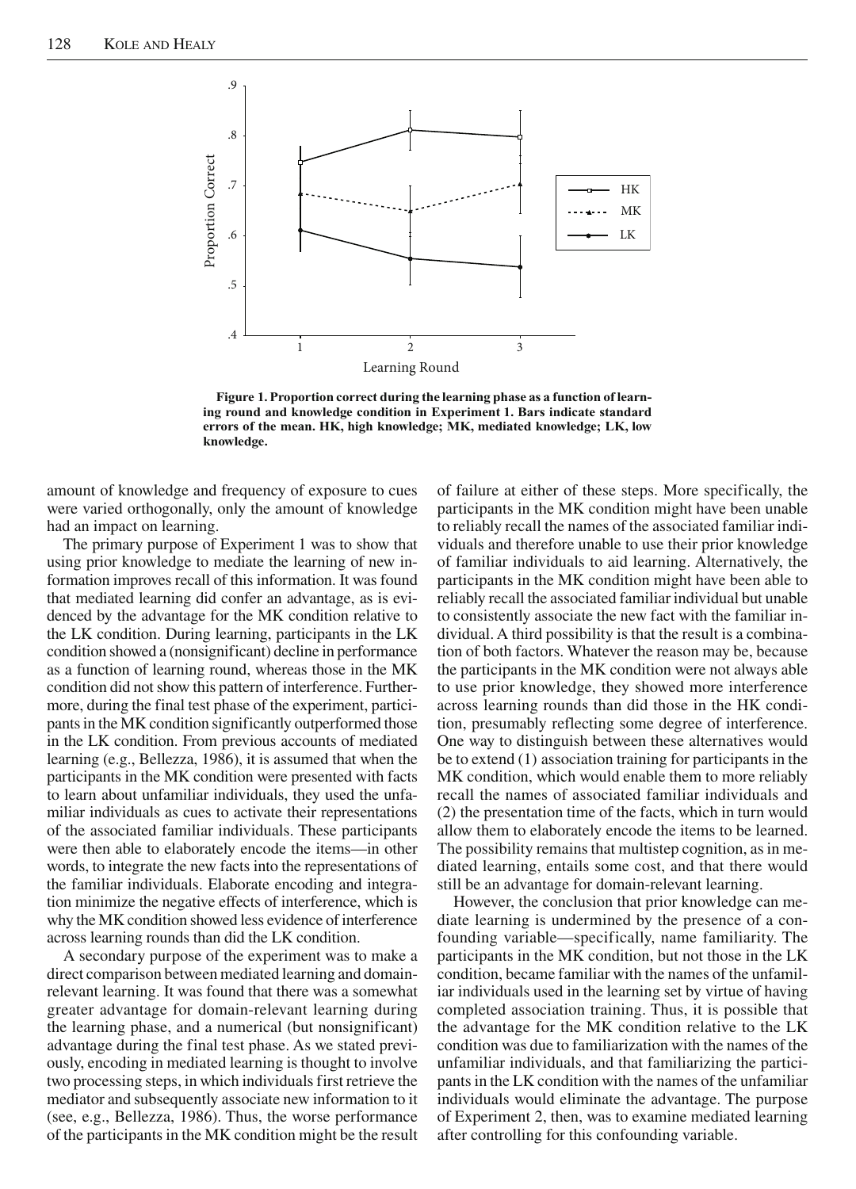.9

.8

.7

.6

.5

.4

Proportion Correct

1

2

3

Learning Round

HK

MK

LK

**Figure 1. Proportion correct during the learning phase as a function of learning round and knowledge condition in Experiment 1. Bars indicate standard errors of the mean. HK, high knowledge; MK, mediated knowledge; LK, low knowledge.**

amount of knowledge and frequency of exposure to cues were varied orthogonally, only the amount of knowledge had an impact on learning.

The primary purpose of Experiment 1 was to show that using prior knowledge to mediate the learning of new information improves recall of this information. It was found that mediated learning did confer an advantage, as is evidenced by the advantage for the MK condition relative to the LK condition. During learning, participants in the LK condition showed a (nonsignificant) decline in performance as a function of learning round, whereas those in the MK condition did not show this pattern of interference. Furthermore, during the final test phase of the experiment, participants in the MK condition significantly outperformed those in the LK condition. From previous accounts of mediated learning (e.g., Bellezza, 1986), it is assumed that when the participants in the MK condition were presented with facts to learn about unfamiliar individuals, they used the unfamiliar individuals as cues to activate their representations of the associated familiar individuals. These participants were then able to elaborately encode the items—in other words, to integrate the new facts into the representations of the familiar individuals. Elaborate encoding and integration minimize the negative effects of interference, which is why the MK condition showed less evidence of interference across learning rounds than did the LK condition.

A secondary purpose of the experiment was to make a direct comparison between mediated learning and domain-relevant learning. It was found that there was a somewhat greater advantage for domain-relevant learning during the learning phase, and a numerical (but nonsignificant) advantage during the final test phase. As we stated previously, encoding in mediated learning is thought to involve two processing steps, in which individuals first retrieve the mediator and subsequently associate new information to it (see, e.g., Bellezza, 1986). Thus, the worse performance of the participants in the MK condition might be the result of failure at either of these steps. More specifically, the participants in the MK condition might have been unable to reliably recall the names of the associated familiar individuals and therefore unable to use their prior knowledge of familiar individuals to aid learning. Alternatively, the participants in the MK condition might have been able to reliably recall the associated familiar individual but unable to consistently associate the new fact with the familiar individual. A third possibility is that the result is a combination of both factors. Whatever the reason may be, because the participants in the MK condition were not always able to use prior knowledge, they showed more interference across learning rounds than did those in the HK condition, presumably reflecting some degree of interference. One way to distinguish between these alternatives would be to extend (1) association training for participants in the MK condition, which would enable them to more reliably recall the names of associated familiar individuals and (2) the presentation time of the facts, which in turn would allow them to elaborately encode the items to be learned. The possibility remains that multistep cognition, as in mediated learning, entails some cost, and that there would still be an advantage for domain-relevant learning.

However, the conclusion that prior knowledge can mediate learning is undermined by the presence of a confounding variable—specifically, name familiarity. The participants in the MK condition, but not those in the LK condition, became familiar with the names of the unfamiliar individuals used in the learning set by virtue of having completed association training. Thus, it is possible that the advantage for the MK condition relative to the LK condition was due to familiarization with the names of the unfamiliar individuals, and that familiarizing the participants in the LK condition with the names of the unfamiliar individuals would eliminate the advantage. The purpose of Experiment 2, then, was to examine mediated learning after controlling for this confounding variable.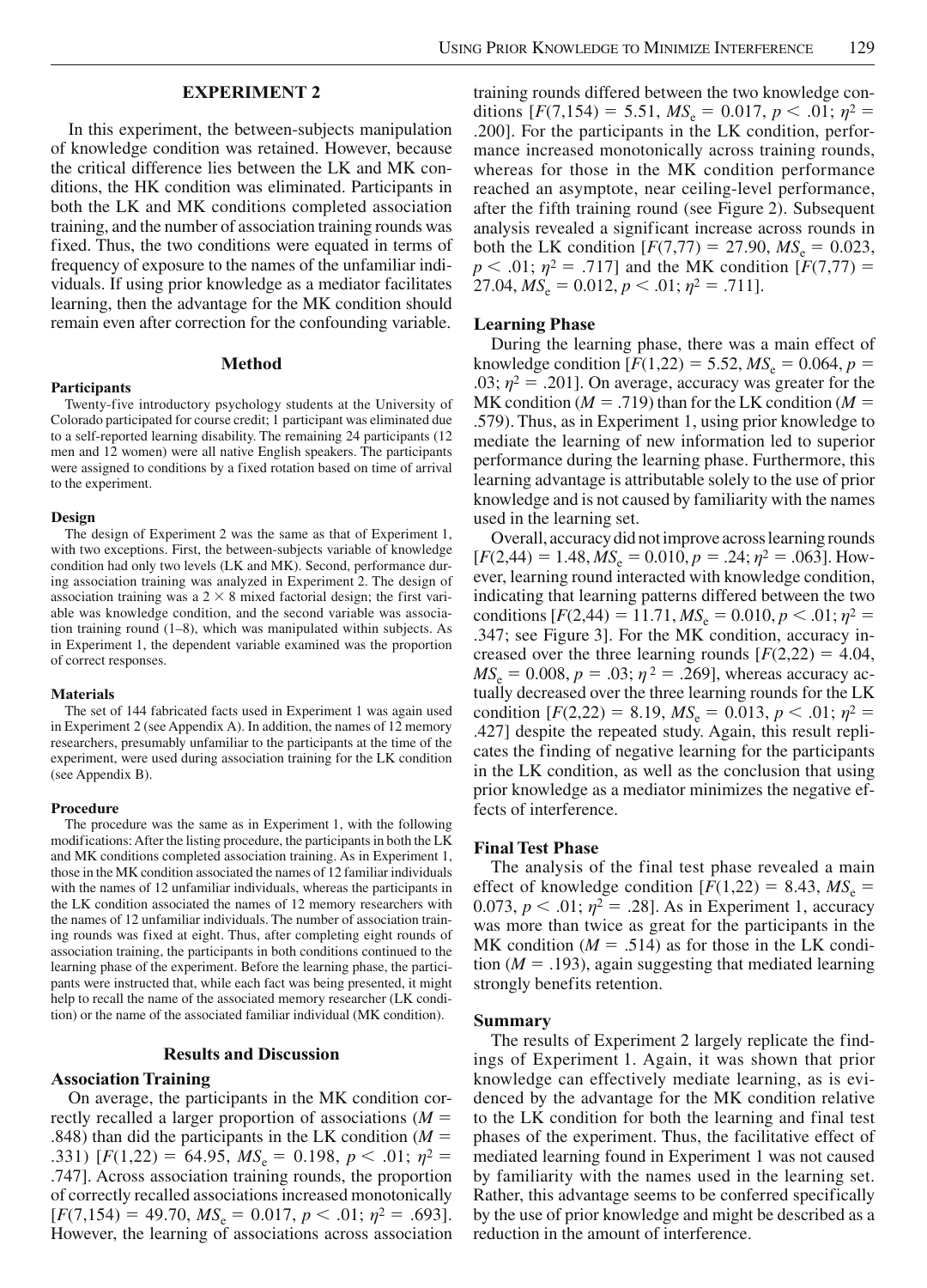## EXPERIMENT 2

In this experiment, the between-subjects manipulation of knowledge condition was retained. However, because the critical difference lies between the LK and MK conditions, the HK condition was eliminated. Participants in both the LK and MK conditions completed association training, and the number of association training rounds was fixed. Thus, the two conditions were equated in terms of frequency of exposure to the names of the unfamiliar individuals. If using prior knowledge as a mediator facilitates learning, then the advantage for the MK condition should remain even after correction for the confounding variable.

### Method

#### Participants

Twenty-five introductory psychology students at the University of Colorado participated for course credit; 1 participant was eliminated due to a self-reported learning disability. The remaining 24 participants (12 men and 12 women) were all native English speakers. The participants were assigned to conditions by a fixed rotation based on time of arrival to the experiment.

#### Design

The design of Experiment 2 was the same as that of Experiment 1, with two exceptions. First, the between-subjects variable of knowledge condition had only two levels (LK and MK). Second, performance during association training was analyzed in Experiment 2. The design of association training was a $2 \times 8$ mixed factorial design; the first variable was knowledge condition, and the second variable was association training round (1–8), which was manipulated within subjects. As in Experiment 1, the dependent variable examined was the proportion of correct responses.

#### Materials

The set of 144 fabricated facts used in Experiment 1 was again used in Experiment 2 (see Appendix A). In addition, the names of 12 memory researchers, presumably unfamiliar to the participants at the time of the experiment, were used during association training for the LK condition (see Appendix B).

#### Procedure

The procedure was the same as in Experiment 1, with the following modifications: After the listing procedure, the participants in both the LK and MK conditions completed association training. As in Experiment 1, those in the MK condition associated the names of 12 familiar individuals with the names of 12 unfamiliar individuals, whereas the participants in the LK condition associated the names of 12 memory researchers with the names of 12 unfamiliar individuals. The number of association training rounds was fixed at eight. Thus, after completing eight rounds of association training, the participants in both conditions continued to the learning phase of the experiment. Before the learning phase, the participants were instructed that, while each fact was being presented, it might help to recall the name of the associated memory researcher (LK condition) or the name of the associated familiar individual (MK condition).

### Results and Discussion

#### Association Training

On average, the participants in the MK condition correctly recalled a larger proportion of associations ($M = .848$) than did the participants in the LK condition ($M = .331$) [$F(1,22) = 64.95$, $MS_e = 0.198$, $p < .01$; $\eta^2 = .747$]. Across association training rounds, the proportion of correctly recalled associations increased monotonically [$F(7,154) = 49.70$, $MS_e = 0.017$, $p < .01$; $\eta^2 = .693$]. However, the learning of associations across association training rounds differed between the two knowledge conditions [$F(7,154) = 5.51$, $MS_e = 0.017$, $p < .01$; $\eta^2 = .200$]. For the participants in the LK condition, performance increased monotonically across training rounds, whereas for those in the MK condition performance reached an asymptote, near ceiling-level performance, after the fifth training round (see Figure 2). Subsequent analysis revealed a significant increase across rounds in both the LK condition [$F(7,77) = 27.90$, $MS_e = 0.023$, $p < .01$; $\eta^2 = .717$] and the MK condition [$F(7,77) = 27.04$, $MS_e = 0.012$, $p < .01$; $\eta^2 = .711$].

#### Learning Phase

During the learning phase, there was a main effect of knowledge condition [$F(1,22) = 5.52$, $MS_e = 0.064$, $p = .03$; $\eta^2 = .201$]. On average, accuracy was greater for the MK condition ($M = .719$) than for the LK condition ($M = .579$). Thus, as in Experiment 1, using prior knowledge to mediate the learning of new information led to superior performance during the learning phase. Furthermore, this learning advantage is attributable solely to the use of prior knowledge and is not caused by familiarity with the names used in the learning set.

Overall, accuracy did not improve across learning rounds [$F(2,44) = 1.48$, $MS_e = 0.010$, $p = .24$; $\eta^2 = .063$]. However, learning round interacted with knowledge condition, indicating that learning patterns differed between the two conditions [$F(2,44) = 11.71$, $MS_e = 0.010$, $p < .01$; $\eta^2 = .347$; see Figure 3]. For the MK condition, accuracy increased over the three learning rounds [$F(2,22) = 4.04$, $MS_e = 0.008$, $p = .03$; $\eta^2 = .269$], whereas accuracy actually decreased over the three learning rounds for the LK condition [$F(2,22) = 8.19$, $MS_e = 0.013$, $p < .01$; $\eta^2 = .427$] despite the repeated study. Again, this result replicates the finding of negative learning for the participants in the LK condition, as well as the conclusion that using prior knowledge as a mediator minimizes the negative effects of interference.

#### Final Test Phase

The analysis of the final test phase revealed a main effect of knowledge condition [$F(1,22) = 8.43$, $MS_e = 0.073$, $p < .01$; $\eta^2 = .28$]. As in Experiment 1, accuracy was more than twice as great for the participants in the MK condition ($M = .514$) as for those in the LK condition ($M = .193$), again suggesting that mediated learning strongly benefits retention.

#### Summary

The results of Experiment 2 largely replicate the findings of Experiment 1. Again, it was shown that prior knowledge can effectively mediate learning, as is evidenced by the advantage for the MK condition relative to the LK condition for both the learning and final test phases of the experiment. Thus, the facilitative effect of mediated learning found in Experiment 1 was not caused by familiarity with the names used in the learning set. Rather, this advantage seems to be conferred specifically by the use of prior knowledge and might be described as a reduction in the amount of interference.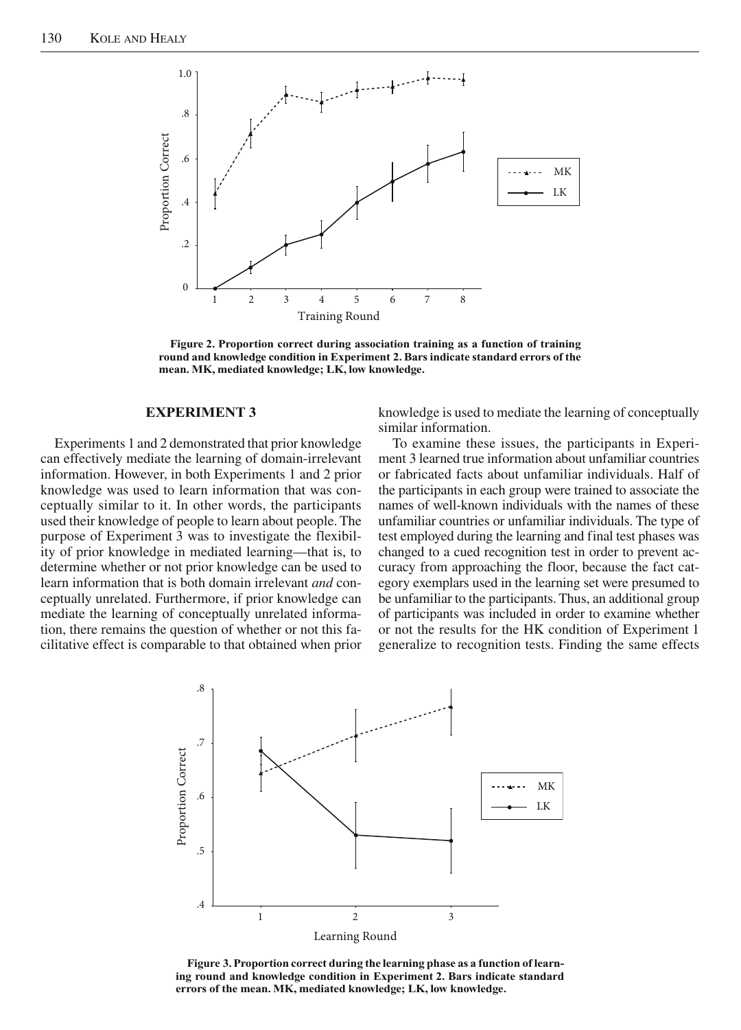Figure 2. Proportion correct during association training as a function of training round and knowledge condition in Experiment 2. Bars indicate standard errors of the mean. MK, mediated knowledge; LK, low knowledge.

## EXPERIMENT 3

Experiments 1 and 2 demonstrated that prior knowledge can effectively mediate the learning of domain-irrelevant information. However, in both Experiments 1 and 2 prior knowledge was used to learn information that was conceptually similar to it. In other words, the participants used their knowledge of people to learn about people. The purpose of Experiment 3 was to investigate the flexibility of prior knowledge in mediated learning—that is, to determine whether or not prior knowledge can be used to learn information that is both domain irrelevant *and* conceptually unrelated. Furthermore, if prior knowledge can mediate the learning of conceptually unrelated information, there remains the question of whether or not this facilitative effect is comparable to that obtained when prior knowledge is used to mediate the learning of conceptually similar information.

To examine these issues, the participants in Experiment 3 learned true information about unfamiliar countries or fabricated facts about unfamiliar individuals. Half of the participants in each group were trained to associate the names of well-known individuals with the names of these unfamiliar countries or unfamiliar individuals. The type of test employed during the learning and final test phases was changed to a cued recognition test in order to prevent accuracy from approaching the floor, because the fact category exemplars used in the learning set were presumed to be unfamiliar to the participants. Thus, an additional group of participants was included in order to examine whether or not the results for the HK condition of Experiment 1 generalize to recognition tests. Finding the same effects

Figure 3. Proportion correct during the learning phase as a function of learning round and knowledge condition in Experiment 2. Bars indicate standard errors of the mean. MK, mediated knowledge; LK, low knowledge.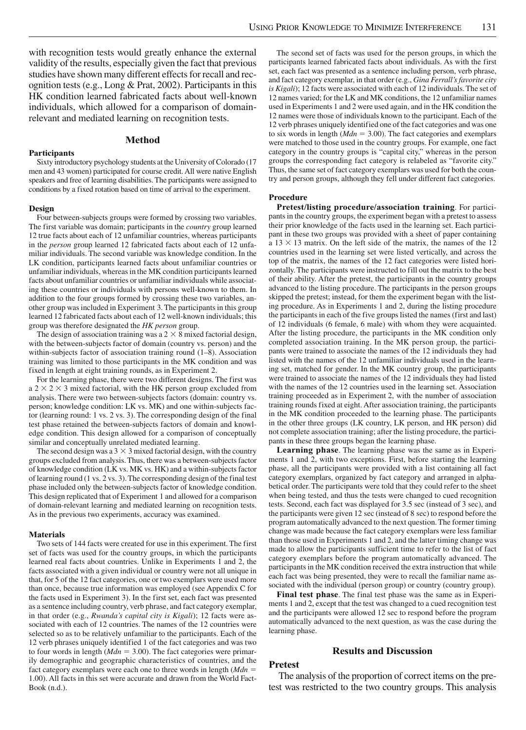with recognition tests would greatly enhance the external validity of the results, especially given the fact that previous studies have shown many different effects for recall and recognition tests (e.g., Long & Prat, 2002). Participants in this HK condition learned fabricated facts about well-known individuals, which allowed for a comparison of domain-relevant and mediated learning on recognition tests.

## Method

### Participants

Sixty introductory psychology students at the University of Colorado (17 men and 43 women) participated for course credit. All were native English speakers and free of learning disabilities. The participants were assigned to conditions by a fixed rotation based on time of arrival to the experiment.

### Design

Four between-subjects groups were formed by crossing two variables. The first variable was domain; participants in the *country* group learned 12 true facts about each of 12 unfamiliar countries, whereas participants in the *person* group learned 12 fabricated facts about each of 12 unfamiliar individuals. The second variable was knowledge condition. In the LK condition, participants learned facts about unfamiliar countries or unfamiliar individuals, whereas in the MK condition participants learned facts about unfamiliar countries or unfamiliar individuals while associating these countries or individuals with persons well-known to them. In addition to the four groups formed by crossing these two variables, another group was included in Experiment 3. The participants in this group learned 12 fabricated facts about each of 12 well-known individuals; this group was therefore designated the *HK person* group.

The design of association training was a $2 \times 8$ mixed factorial design, with the between-subjects factor of domain (country vs. person) and the within-subjects factor of association training round (1–8). Association training was limited to those participants in the MK condition and was fixed in length at eight training rounds, as in Experiment 2.

For the learning phase, there were two different designs. The first was a $2 \times 2 \times 3$ mixed factorial, with the HK person group excluded from analysis. There were two between-subjects factors (domain: country vs. person; knowledge condition: LK vs. MK) and one within-subjects factor (learning round: 1 vs. 2 vs. 3). The corresponding design of the final test phase retained the between-subjects factors of domain and knowledge condition. This design allowed for a comparison of conceptually similar and conceptually unrelated mediated learning.

The second design was a $3 \times 3$ mixed factorial design, with the country groups excluded from analysis. Thus, there was a between-subjects factor of knowledge condition (LK vs. MK vs. HK) and a within-subjects factor of learning round (1 vs. 2 vs. 3). The corresponding design of the final test phase included only the between-subjects factor of knowledge condition. This design replicated that of Experiment 1 and allowed for a comparison of domain-relevant learning and mediated learning on recognition tests. As in the previous two experiments, accuracy was examined.

### Materials

Two sets of 144 facts were created for use in this experiment. The first set of facts was used for the country groups, in which the participants learned real facts about countries. Unlike in Experiments 1 and 2, the facts associated with a given individual or country were not all unique in that, for 5 of the 12 fact categories, one or two exemplars were used more than once, because true information was employed (see Appendix C for the facts used in Experiment 3). In the first set, each fact was presented as a sentence including country, verb phrase, and fact category exemplar, in that order (e.g., *Rwanda's capital city is Kigali*); 12 facts were associated with each of 12 countries. The names of the 12 countries were selected so as to be relatively unfamiliar to the participants. Each of the 12 verb phrases uniquely identified 1 of the fact categories and was two to four words in length ($Mdn = 3.00$). The fact categories were primarily demographic and geographic characteristics of countries, and the fact category exemplars were each one to three words in length ($Mdn = 1.00$). All facts in this set were accurate and drawn from the World Fact-Book (n.d.).

The second set of facts was used for the person groups, in which the participants learned fabricated facts about individuals. As with the first set, each fact was presented as a sentence including person, verb phrase, and fact category exemplar, in that order (e.g., *Gina Ferrall's favorite city is Kigali*); 12 facts were associated with each of 12 individuals. The set of 12 names varied; for the LK and MK conditions, the 12 unfamiliar names used in Experiments 1 and 2 were used again, and in the HK condition the 12 names were those of individuals known to the participant. Each of the 12 verb phrases uniquely identified one of the fact categories and was one to six words in length ($Mdn = 3.00$). The fact categories and exemplars were matched to those used in the country groups. For example, one fact category in the country groups is "capital city," whereas in the person groups the corresponding fact category is relabeled as "favorite city." Thus, the same set of fact category exemplars was used for both the country and person groups, although they fell under different fact categories.

### Procedure

**Pretest/listing procedure/association training**. For participants in the country groups, the experiment began with a pretest to assess their prior knowledge of the facts used in the learning set. Each participant in these two groups was provided with a sheet of paper containing a $13 \times 13$ matrix. On the left side of the matrix, the names of the 12 countries used in the learning set were listed vertically, and across the top of the matrix, the names of the 12 fact categories were listed horizontally. The participants were instructed to fill out the matrix to the best of their ability. After the pretest, the participants in the country groups advanced to the listing procedure. The participants in the person groups skipped the pretest; instead, for them the experiment began with the listing procedure. As in Experiments 1 and 2, during the listing procedure the participants in each of the five groups listed the names (first and last) of 12 individuals (6 female, 6 male) with whom they were acquainted. After the listing procedure, the participants in the MK condition only completed association training. In the MK person group, the participants were trained to associate the names of the 12 individuals they had listed with the names of the 12 unfamiliar individuals used in the learning set, matched for gender. In the MK country group, the participants were trained to associate the names of the 12 individuals they had listed with the names of the 12 countries used in the learning set. Association training proceeded as in Experiment 2, with the number of association training rounds fixed at eight. After association training, the participants in the MK condition proceeded to the learning phase. The participants in the other three groups (LK country, LK person, and HK person) did not complete association training; after the listing procedure, the participants in these three groups began the learning phase.

**Learning phase**. The learning phase was the same as in Experiments 1 and 2, with two exceptions. First, before starting the learning phase, all the participants were provided with a list containing all fact category exemplars, organized by fact category and arranged in alphabetical order. The participants were told that they could refer to the sheet when being tested, and thus the tests were changed to cued recognition tests. Second, each fact was displayed for 3.5 sec (instead of 3 sec), and the participants were given 12 sec (instead of 8 sec) to respond before the program automatically advanced to the next question. The former timing change was made because the fact category exemplars were less familiar than those used in Experiments 1 and 2, and the latter timing change was made to allow the participants sufficient time to refer to the list of fact category exemplars before the program automatically advanced. The participants in the MK condition received the extra instruction that while each fact was being presented, they were to recall the familiar name associated with the individual (person group) or country (country group).

**Final test phase**. The final test phase was the same as in Experiments 1 and 2, except that the test was changed to a cued recognition test and the participants were allowed 12 sec to respond before the program automatically advanced to the next question, as was the case during the learning phase.

## Results and Discussion

### Pretest

The analysis of the proportion of correct items on the pretest was restricted to the two country groups. This analysis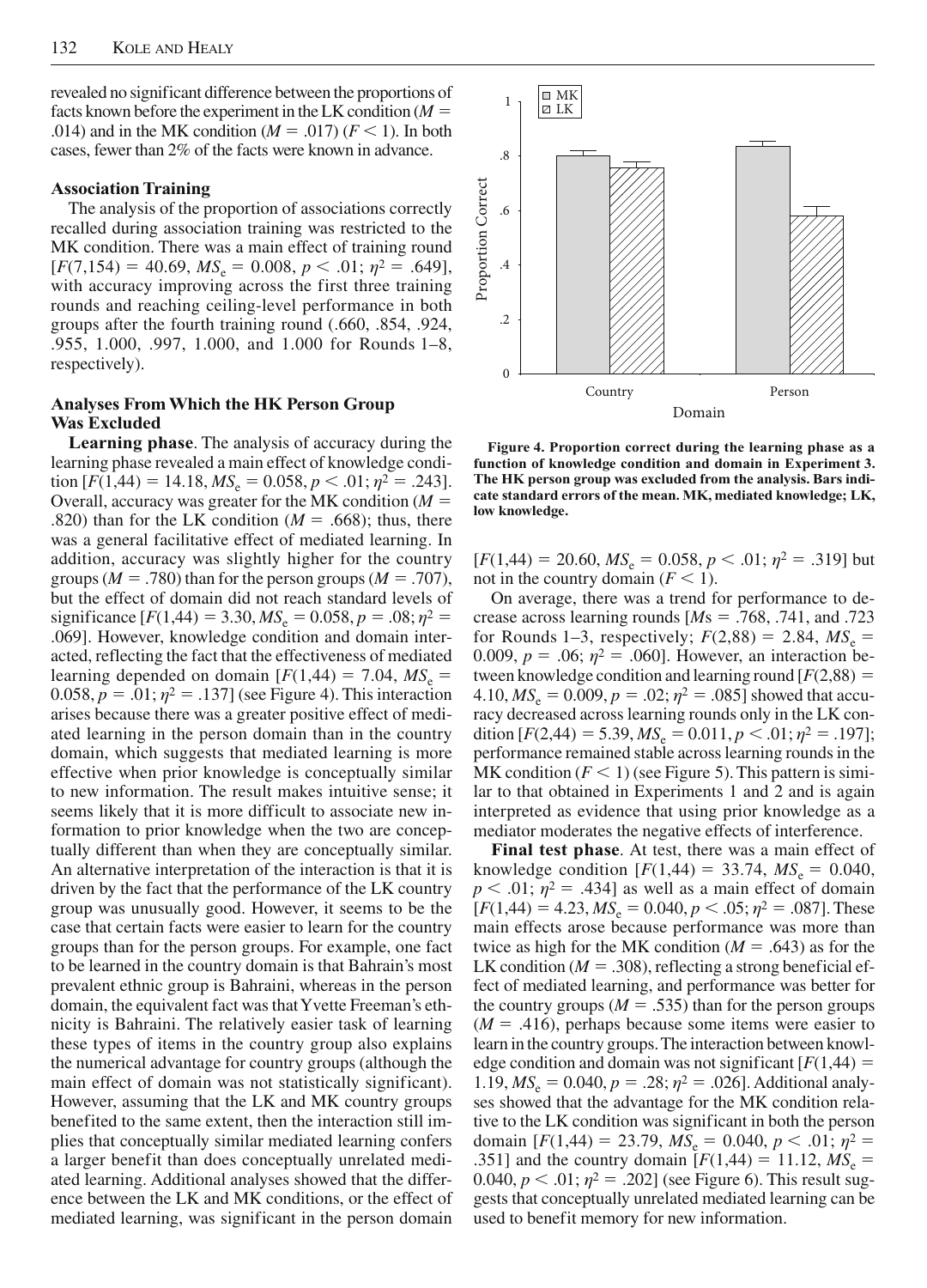revealed no significant difference between the proportions of facts known before the experiment in the LK condition ($M$ = .014) and in the MK condition ($M$ = .017) ($F < 1$). In both cases, fewer than 2% of the facts were known in advance.

#### Association Training

The analysis of the proportion of associations correctly recalled during association training was restricted to the MK condition. There was a main effect of training round [$F(7,154) = 40.69$, $MS_e = 0.008$, $p < .01$; $\eta^2 = .649$], with accuracy improving across the first three training rounds and reaching ceiling-level performance in both groups after the fourth training round (.660, .854, .924, .955, 1.000, .997, 1.000, and 1.000 for Rounds 1–8, respectively).

#### Analyses From Which the HK Person Group Was Excluded

**Learning phase**. The analysis of accuracy during the learning phase revealed a main effect of knowledge condition [$F(1,44) = 14.18$, $MS_e = 0.058$, $p < .01$; $\eta^2 = .243$]. Overall, accuracy was greater for the MK condition ($M$ = .820) than for the LK condition ($M$ = .668); thus, there was a general facilitative effect of mediated learning. In addition, accuracy was slightly higher for the country groups ($M$ = .780) than for the person groups ($M$ = .707), but the effect of domain did not reach standard levels of significance [$F(1,44) = 3.30$, $MS_e = 0.058$, $p = .08$; $\eta^2 = .069$]. However, knowledge condition and domain interacted, reflecting the fact that the effectiveness of mediated learning depended on domain [$F(1,44) = 7.04$, $MS_e = 0.058$, $p = .01$; $\eta^2 = .137$] (see Figure 4). This interaction arises because there was a greater positive effect of mediated learning in the person domain than in the country domain, which suggests that mediated learning is more effective when prior knowledge is conceptually similar to new information. The result makes intuitive sense; it seems likely that it is more difficult to associate new information to prior knowledge when the two are conceptually different than when they are conceptually similar. An alternative interpretation of the interaction is that it is driven by the fact that the performance of the LK country group was unusually good. However, it seems to be the case that certain facts were easier to learn for the country groups than for the person groups. For example, one fact to be learned in the country domain is that Bahrain's most prevalent ethnic group is Bahraini, whereas in the person domain, the equivalent fact was that Yvette Freeman's ethnicity is Bahraini. The relatively easier task of learning these types of items in the country group also explains the numerical advantage for country groups (although the main effect of domain was not statistically significant). However, assuming that the LK and MK country groups benefited to the same extent, then the interaction still implies that conceptually similar mediated learning confers a larger benefit than does conceptually unrelated mediated learning. Additional analyses showed that the difference between the LK and MK conditions, or the effect of mediated learning, was significant in the person domain [$F(1,44) = 20.60$, $MS_e = 0.058$, $p < .01$; $\eta^2 = .319$] but not in the country domain ($F < 1$).

**Figure 4. Proportion correct during the learning phase as a function of knowledge condition and domain in Experiment 3. The HK person group was excluded from the analysis. Bars indicate standard errors of the mean. MK, mediated knowledge; LK, low knowledge.**

On average, there was a trend for performance to decrease across learning rounds [$M$s = .768, .741, and .723 for Rounds 1–3, respectively; $F(2,88) = 2.84$, $MS_e = 0.009$, $p = .06$; $\eta^2 = .060$]. However, an interaction between knowledge condition and learning round [$F(2,88) = 4.10$, $MS_e = 0.009$, $p = .02$; $\eta^2 = .085$] showed that accuracy decreased across learning rounds only in the LK condition [$F(2,44) = 5.39$, $MS_e = 0.011$, $p < .01$; $\eta^2 = .197$]; performance remained stable across learning rounds in the MK condition ($F < 1$) (see Figure 5). This pattern is similar to that obtained in Experiments 1 and 2 and is again interpreted as evidence that using prior knowledge as a mediator moderates the negative effects of interference.

**Final test phase**. At test, there was a main effect of knowledge condition [$F(1,44) = 33.74$, $MS_e = 0.040$, $p < .01$; $\eta^2 = .434$] as well as a main effect of domain [$F(1,44) = 4.23$, $MS_e = 0.040$, $p < .05$; $\eta^2 = .087$]. These main effects arose because performance was more than twice as high for the MK condition ($M$ = .643) as for the LK condition ($M$ = .308), reflecting a strong beneficial effect of mediated learning, and performance was better for the country groups ($M$ = .535) than for the person groups ($M$ = .416), perhaps because some items were easier to learn in the country groups. The interaction between knowledge condition and domain was not significant [$F(1,44) = 1.19$, $MS_e = 0.040$, $p = .28$; $\eta^2 = .026$]. Additional analyses showed that the advantage for the MK condition relative to the LK condition was significant in both the person domain [$F(1,44) = 23.79$, $MS_e = 0.040$, $p < .01$; $\eta^2 = .351$] and the country domain [$F(1,44) = 11.12$, $MS_e = 0.040$, $p < .01$; $\eta^2 = .202$] (see Figure 6). This result suggests that conceptually unrelated mediated learning can be used to benefit memory for new information.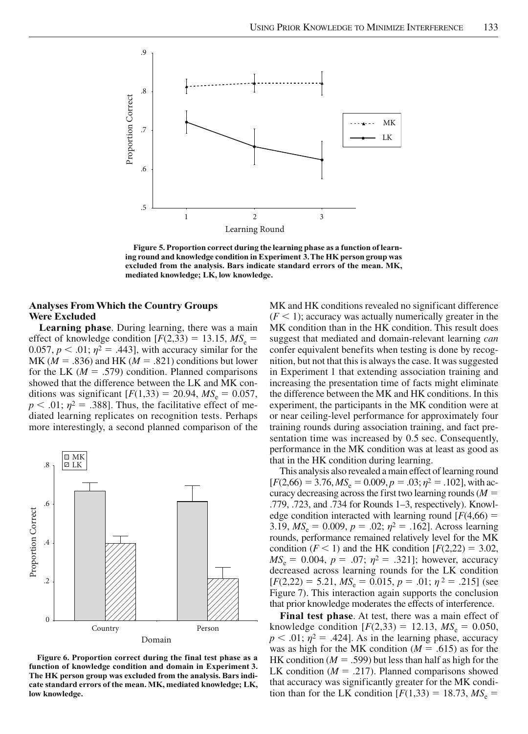Figure 5. Proportion correct during the learning phase as a function of learning round and knowledge condition in Experiment 3. The HK person group was excluded from the analysis. Bars indicate standard errors of the mean. MK, mediated knowledge; LK, low knowledge.

### Analyses From Which the Country Groups Were Excluded

**Learning phase**. During learning, there was a main effect of knowledge condition [$F(2,33) = 13.15$, $MS_e = 0.057$, $p < .01$; $\eta^2 = .443$], with accuracy similar for the MK ($M = .836$) and HK ($M = .821$) conditions but lower for the LK ($M = .579$) condition. Planned comparisons showed that the difference between the LK and MK conditions was significant [$F(1,33) = 20.94$, $MS_e = 0.057$, $p < .01$; $\eta^2 = .388$]. Thus, the facilitative effect of mediated learning replicates on recognition tests. Perhaps more interestingly, a second planned comparison of the MK and HK conditions revealed no significant difference ($F < 1$); accuracy was actually numerically greater in the MK condition than in the HK condition. This result does suggest that mediated and domain-relevant learning *can* confer equivalent benefits when testing is done by recognition, but not that this is always the case. It was suggested in Experiment 1 that extending association training and increasing the presentation time of facts might eliminate the difference between the MK and HK conditions. In this experiment, the participants in the MK condition were at or near ceiling-level performance for approximately four training rounds during association training, and fact presentation time was increased by 0.5 sec. Consequently, performance in the MK condition was at least as good as that in the HK condition during learning.

This analysis also revealed a main effect of learning round [$F(2,66) = 3.76$, $MS_e = 0.009$, $p = .03$; $\eta^2 = .102$], with accuracy decreasing across the first two learning rounds ($M = .779$, $.723$, and $.734$ for Rounds 1–3, respectively). Knowledge condition interacted with learning round [$F(4,66) = 3.19$, $MS_e = 0.009$, $p = .02$; $\eta^2 = .162$]. Across learning rounds, performance remained relatively level for the MK condition ($F < 1$) and the HK condition [$F(2,22) = 3.02$, $MS_e = 0.004$, $p = .07$; $\eta^2 = .321$]; however, accuracy decreased across learning rounds for the LK condition [$F(2,22) = 5.21$, $MS_e = 0.015$, $p = .01$; $\eta^2 = .215$] (see Figure 7). This interaction again supports the conclusion that prior knowledge moderates the effects of interference.

**Final test phase**. At test, there was a main effect of knowledge condition [$F(2,33) = 12.13$, $MS_e = 0.050$, $p < .01$; $\eta^2 = .424$]. As in the learning phase, accuracy was as high for the MK condition ($M = .615$) as for the HK condition ($M = .599$) but less than half as high for the LK condition ($M = .217$). Planned comparisons showed that accuracy was significantly greater for the MK condition than for the LK condition [$F(1,33) = 18.73$, $MS_e =$

Figure 6. Proportion correct during the final test phase as a function of knowledge condition and domain in Experiment 3. The HK person group was excluded from the analysis. Bars indicate standard errors of the mean. MK, mediated knowledge; LK, low knowledge.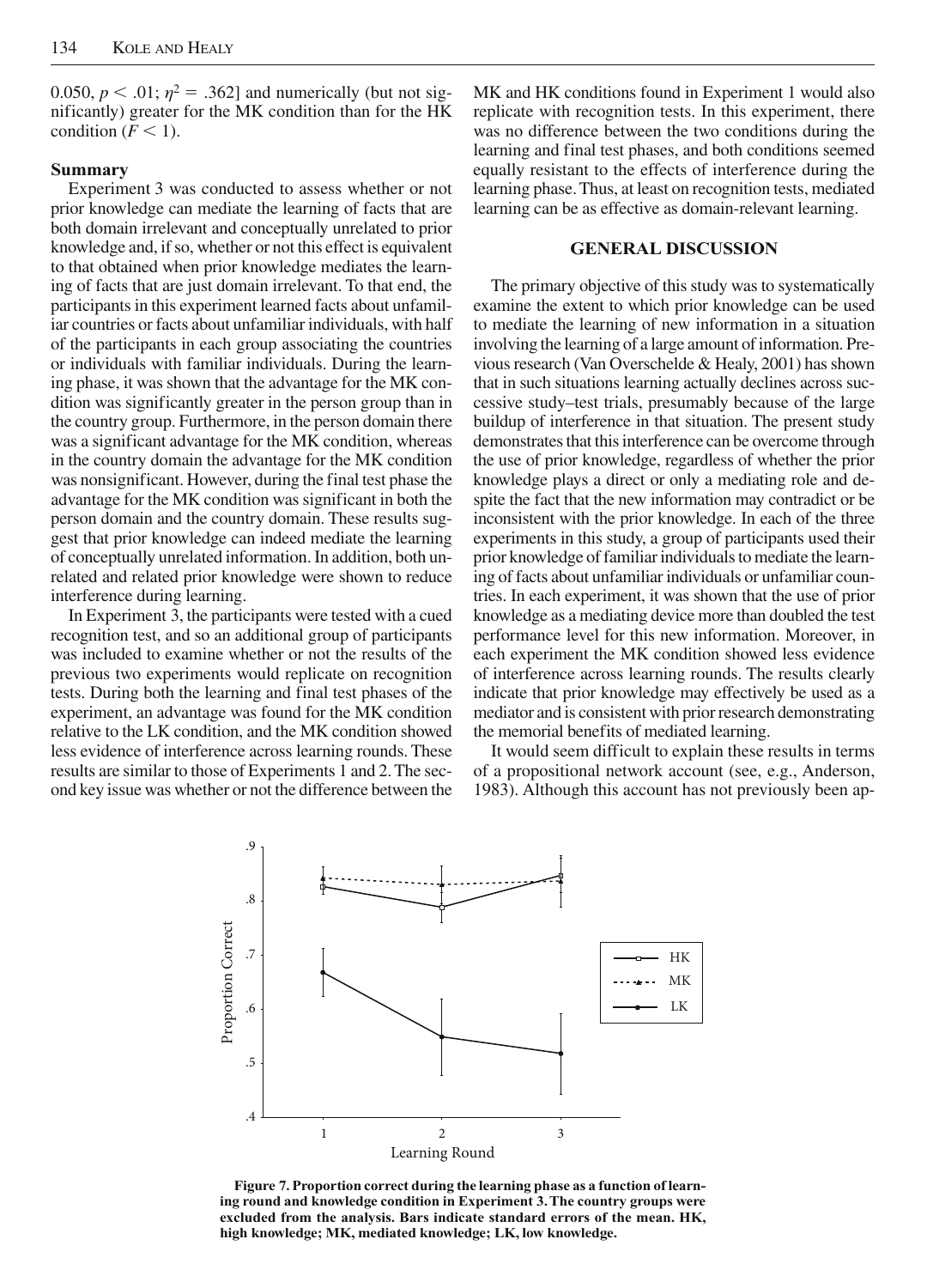0.050, $p < .01$; $\eta^2 = .362$] and numerically (but not significantly) greater for the MK condition than for the HK condition ($F < 1$).

### Summary

Experiment 3 was conducted to assess whether or not prior knowledge can mediate the learning of facts that are both domain irrelevant and conceptually unrelated to prior knowledge and, if so, whether or not this effect is equivalent to that obtained when prior knowledge mediates the learning of facts that are just domain irrelevant. To that end, the participants in this experiment learned facts about unfamiliar countries or facts about unfamiliar individuals, with half of the participants in each group associating the countries or individuals with familiar individuals. During the learning phase, it was shown that the advantage for the MK condition was significantly greater in the person group than in the country group. Furthermore, in the person domain there was a significant advantage for the MK condition, whereas in the country domain the advantage for the MK condition was nonsignificant. However, during the final test phase the advantage for the MK condition was significant in both the person domain and the country domain. These results suggest that prior knowledge can indeed mediate the learning of conceptually unrelated information. In addition, both unrelated and related prior knowledge were shown to reduce interference during learning.

In Experiment 3, the participants were tested with a cued recognition test, and so an additional group of participants was included to examine whether or not the results of the previous two experiments would replicate on recognition tests. During both the learning and final test phases of the experiment, an advantage was found for the MK condition relative to the LK condition, and the MK condition showed less evidence of interference across learning rounds. These results are similar to those of Experiments 1 and 2. The second key issue was whether or not the difference between the MK and HK conditions found in Experiment 1 would also replicate with recognition tests. In this experiment, there was no difference between the two conditions during the learning and final test phases, and both conditions seemed equally resistant to the effects of interference during the learning phase. Thus, at least on recognition tests, mediated learning can be as effective as domain-relevant learning.

## GENERAL DISCUSSION

The primary objective of this study was to systematically examine the extent to which prior knowledge can be used to mediate the learning of new information in a situation involving the learning of a large amount of information. Previous research (Van Overschelde & Healy, 2001) has shown that in such situations learning actually declines across successive study–test trials, presumably because of the large buildup of interference in that situation. The present study demonstrates that this interference can be overcome through the use of prior knowledge, regardless of whether the prior knowledge plays a direct or only a mediating role and despite the fact that the new information may contradict or be inconsistent with the prior knowledge. In each of the three experiments in this study, a group of participants used their prior knowledge of familiar individuals to mediate the learning of facts about unfamiliar individuals or unfamiliar countries. In each experiment, it was shown that the use of prior knowledge as a mediating device more than doubled the test performance level for this new information. Moreover, in each experiment the MK condition showed less evidence of interference across learning rounds. The results clearly indicate that prior knowledge may effectively be used as a mediator and is consistent with prior research demonstrating the memorial benefits of mediated learning.

It would seem difficult to explain these results in terms of a propositional network account (see, e.g., Anderson, 1983). Although this account has not previously been ap-

.9
.8
.7
.6
.5
.4
Proportion Correct
1
2
3
Learning Round
HK
MK
LK

**Figure 7. Proportion correct during the learning phase as a function of learning round and knowledge condition in Experiment 3. The country groups were excluded from the analysis. Bars indicate standard errors of the mean. HK, high knowledge; MK, mediated knowledge; LK, low knowledge.**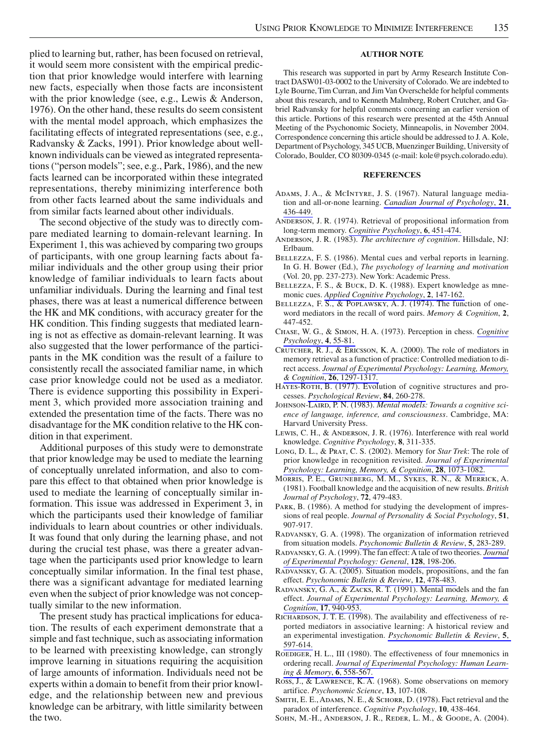plied to learning but, rather, has been focused on retrieval, it would seem more consistent with the empirical prediction that prior knowledge would interfere with learning new facts, especially when those facts are inconsistent with the prior knowledge (see, e.g., Lewis & Anderson, 1976). On the other hand, these results do seem consistent with the mental model approach, which emphasizes the facilitating effects of integrated representations (see, e.g., Radvansky & Zacks, 1991). Prior knowledge about well-known individuals can be viewed as integrated representations ("person models"; see, e.g., Park, 1986), and the new facts learned can be incorporated within these integrated representations, thereby minimizing interference both from other facts learned about the same individuals and from similar facts learned about other individuals.

The second objective of the study was to directly compare mediated learning to domain-relevant learning. In Experiment 1, this was achieved by comparing two groups of participants, with one group learning facts about familiar individuals and the other group using their prior knowledge of familiar individuals to learn facts about unfamiliar individuals. During the learning and final test phases, there was at least a numerical difference between the HK and MK conditions, with accuracy greater for the HK condition. This finding suggests that mediated learning is not as effective as domain-relevant learning. It was also suggested that the lower performance of the participants in the MK condition was the result of a failure to consistently recall the associated familiar name, in which case prior knowledge could not be used as a mediator. There is evidence supporting this possibility in Experiment 3, which provided more association training and extended the presentation time of the facts. There was no disadvantage for the MK condition relative to the HK condition in that experiment.

Additional purposes of this study were to demonstrate that prior knowledge may be used to mediate the learning of conceptually unrelated information, and also to compare this effect to that obtained when prior knowledge is used to mediate the learning of conceptually similar information. This issue was addressed in Experiment 3, in which the participants used their knowledge of familiar individuals to learn about countries or other individuals. It was found that only during the learning phase, and not during the crucial test phase, was there a greater advantage when the participants used prior knowledge to learn conceptually similar information. In the final test phase, there was a significant advantage for mediated learning even when the subject of prior knowledge was not conceptually similar to the new information.

The present study has practical implications for education. The results of each experiment demonstrate that a simple and fast technique, such as associating information to be learned with preexisting knowledge, can strongly improve learning in situations requiring the acquisition of large amounts of information. Individuals need not be experts within a domain to benefit from their prior knowledge, and the relationship between new and previous knowledge can be arbitrary, with little similarity between the two.

## AUTHOR NOTE

This research was supported in part by Army Research Institute Contract DASW01-03-0002 to the University of Colorado. We are indebted to Lyle Bourne, Tim Curran, and Jim Van Overschelde for helpful comments about this research, and to Kenneth Malmberg, Robert Crutcher, and Gabriel Radvansky for helpful comments concerning an earlier version of this article. Portions of this research were presented at the 45th Annual Meeting of the Psychonomic Society, Minneapolis, in November 2004. Correspondence concerning this article should be addressed to J. A. Kole, Department of Psychology, 345 UCB, Muenzinger Building, University of Colorado, Boulder, CO 80309-0345 (e-mail: kole@psych.colorado.edu).

## REFERENCES

Adams, J. A., & McIntyre, J. S. (1967). Natural language mediation and all-or-none learning. *Canadian Journal of Psychology*, **21**, 436-449.

Anderson, J. R. (1974). Retrieval of propositional information from long-term memory. *Cognitive Psychology*, **6**, 451-474.

Anderson, J. R. (1983). *The architecture of cognition*. Hillsdale, NJ: Erlbaum.

Bellezza, F. S. (1986). Mental cues and verbal reports in learning. In G. H. Bower (Ed.), *The psychology of learning and motivation* (Vol. 20, pp. 237-273). New York: Academic Press.

Bellezza, F. S., & Buck, D. K. (1988). Expert knowledge as mnemonic cues. *Applied Cognitive Psychology*, **2**, 147-162.

Bellezza, F. S., & Poplawsky, A. J. (1974). The function of one-word mediators in the recall of word pairs. *Memory & Cognition*, **2**, 447-452.

Chase, W. G., & Simon, H. A. (1973). Perception in chess. *Cognitive Psychology*, **4**, 55-81.

Crutcher, R. J., & Ericsson, K. A. (2000). The role of mediators in memory retrieval as a function of practice: Controlled mediation to direct access. *Journal of Experimental Psychology: Learning, Memory, & Cognition*, **26**, 1297-1317.

Hayes-Roth, B. (1977). Evolution of cognitive structures and processes. *Psychological Review*, **84**, 260-278.

Johnson-Laird, P. N. (1983). *Mental models: Towards a cognitive science of language, inference, and consciousness*. Cambridge, MA: Harvard University Press.

Lewis, C. H., & Anderson, J. R. (1976). Interference with real world knowledge. *Cognitive Psychology*, **8**, 311-335.

Long, D. L., & Prat, C. S. (2002). Memory for *Star Trek*: The role of prior knowledge in recognition revisited. *Journal of Experimental Psychology: Learning, Memory, & Cognition*, **28**, 1073-1082.

Morris, P. E., Gruneberg, M. M., Sykes, R. N., & Merrick, A. (1981). Football knowledge and the acquisition of new results. *British Journal of Psychology*, **72**, 479-483.

Park, B. (1986). A method for studying the development of impressions of real people. *Journal of Personality & Social Psychology*, **51**, 907-917.

Radvansky, G. A. (1998). The organization of information retrieved from situation models. *Psychonomic Bulletin & Review*, **5**, 283-289.

Radvansky, G. A. (1999). The fan effect: A tale of two theories. *Journal of Experimental Psychology: General*, **128**, 198-206.

Radvansky, G. A. (2005). Situation models, propositions, and the fan effect. *Psychonomic Bulletin & Review*, **12**, 478-483.

Radvansky, G. A., & Zacks, R. T. (1991). Mental models and the fan effect. *Journal of Experimental Psychology: Learning, Memory, & Cognition*, **17**, 940-953.

Richardson, J. T. E. (1998). The availability and effectiveness of reported mediators in associative learning: A historical review and an experimental investigation. *Psychonomic Bulletin & Review*, **5**, 597-614.

Roediger, H. L., III (1980). The effectiveness of four mnemonics in ordering recall. *Journal of Experimental Psychology: Human Learning & Memory*, **6**, 558-567.

Ross, J., & Lawrence, K. A. (1968). Some observations on memory artifice. *Psychonomic Science*, **13**, 107-108.

Smith, E. E., Adams, N. E., & Schorr, D. (1978). Fact retrieval and the paradox of interference. *Cognitive Psychology*, **10**, 438-464.

Sohn, M.-H., Anderson, J. R., Reder, L. M., & Goode, A. (2004).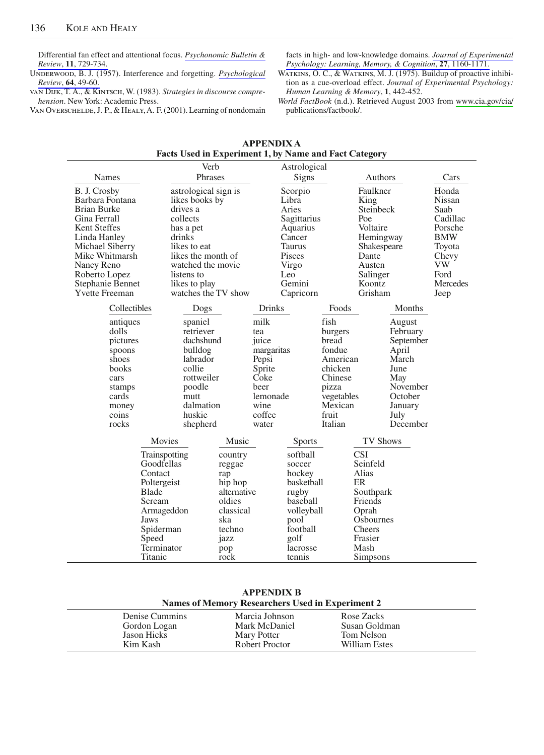Differential fan effect and attentional focus. *Psychonomic Bulletin & Review*, **11**, 729-734.

Underwood, B. J. (1957). Interference and forgetting. *Psychological Review*, **64**, 49-60.

van Dijk, T. A., & Kintsch, W. (1983). *Strategies in discourse comprehension*. New York: Academic Press.

Van Overschelde, J. P., & Healy, A. F. (2001). Learning of nondomain facts in high- and low-knowledge domains. *Journal of Experimental Psychology: Learning, Memory, & Cognition*, **27**, 1160-1171.

Watkins, O. C., & Watkins, M. J. (1975). Buildup of proactive inhibition as a cue-overload effect. *Journal of Experimental Psychology: Human Learning & Memory*, **1**, 442-452.

*World FactBook* (n.d.). Retrieved August 2003 from www.cia.gov/cia/publications/factbook/.

## APPENDIX A
### Facts Used in Experiment 1, by Name and Fact Category

| Names | Verb Phrases | Astrological Signs | Authors | Cars |
|---|---|---|---|---|
| B. J. Crosby | astrological sign is | Scorpio | Faulkner | Honda |
| Barbara Fontana | likes books by | Libra | King | Nissan |
| Brian Burke | drives a | Aries | Steinbeck | Saab |
| Gina Ferrall | collects | Sagittarius | Poe | Cadillac |
| Kent Steffes | has a pet | Aquarius | Voltaire | Porsche |
| Linda Hanley | drinks | Cancer | Hemingway | BMW |
| Michael Siberry | likes to eat | Taurus | Shakespeare | Toyota |
| Mike Whitmarsh | likes the month of | Pisces | Dante | Chevy |
| Nancy Reno | watched the movie | Virgo | Austen | VW |
| Roberto Lopez | listens to | Leo | Salinger | Ford |
| Stephanie Bennet | likes to play | Gemini | Koontz | Mercedes |
| Yvette Freeman | watches the TV show | Capricorn | Grisham | Jeep |

| Collectibles | Dogs | Drinks | Foods | Months |
|---|---|---|---|---|
| antiques | spaniel | milk | fish | August |
| dolls | retriever | tea | burgers | February |
| pictures | dachshund | juice | bread | September |
| spoons | bulldog | margaritas | fondue | April |
| shoes | labrador | Pepsi | American | March |
| books | collie | Sprite | chicken | June |
| cars | rottweiler | Coke | Chinese | May |
| stamps | poodle | beer | pizza | November |
| cards | mutt | lemonade | vegetables | October |
| money | dalmation | wine | Mexican | January |
| coins | huskie | coffee | fruit | July |
| rocks | shepherd | water | Italian | December |

| Movies | Music | Sports | TV Shows |
|---|---|---|---|
| Trainspotting | country | softball | CSI |
| Goodfellas | reggae | soccer | Seinfeld |
| Contact | rap | hockey | Alias |
| Poltergeist | hip hop | basketball | ER |
| Blade | alternative | rugby | Southpark |
| Scream | oldies | baseball | Friends |
| Armageddon | classical | volleyball | Oprah |
| Jaws | ska | pool | Osbournes |
| Spiderman | techno | football | Cheers |
| Speed | jazz | golf | Frasier |
| Terminator | pop | lacrosse | Mash |
| Titanic | rock | tennis | Simpsons |

## APPENDIX B
### Names of Memory Researchers Used in Experiment 2

| | | |
|---|---|---|
| Denise Cummins | Marcia Johnson | Rose Zacks |
| Gordon Logan | Mark McDaniel | Susan Goldman |
| Jason Hicks | Mary Potter | Tom Nelson |
| Kim Kash | Robert Proctor | William Estes |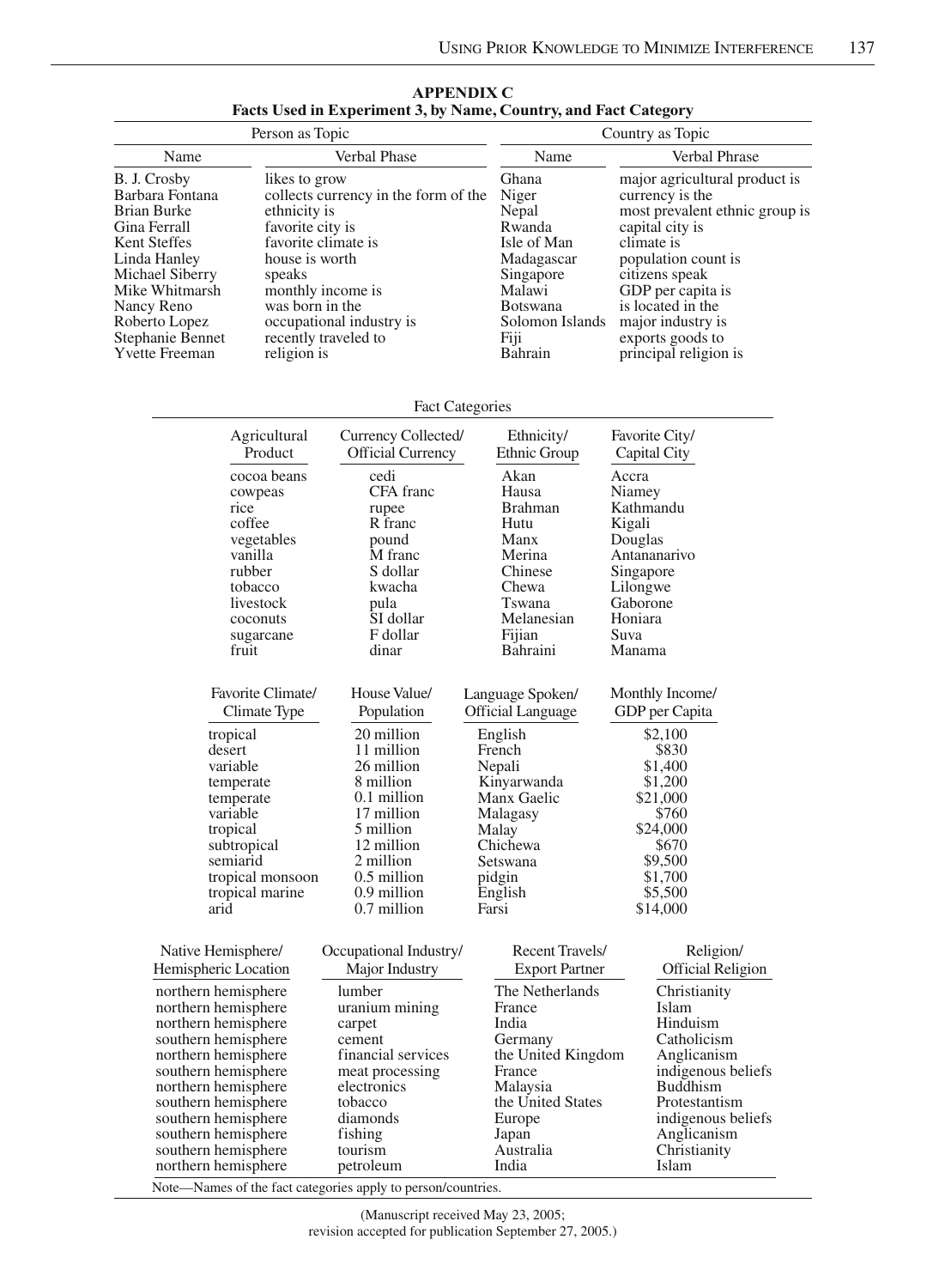## APPENDIX C
### Facts Used in Experiment 3, by Name, Country, and Fact Category

| Person as Topic | | Country as Topic | |
|---|---|---|---|
| **Name** | **Verbal Phase** | **Name** | **Verbal Phrase** |
| B. J. Crosby | likes to grow | Ghana | major agricultural product is |
| Barbara Fontana | collects currency in the form of the | Niger | currency is the |
| Brian Burke | ethnicity is | Nepal | most prevalent ethnic group is |
| Gina Ferrall | favorite city is | Rwanda | capital city is |
| Kent Steffes | favorite climate is | Isle of Man | climate is |
| Linda Hanley | house is worth | Madagascar | population count is |
| Michael Siberry | speaks | Singapore | citizens speak |
| Mike Whitmarsh | monthly income is | Malawi | GDP per capita is |
| Nancy Reno | was born in the | Botswana | is located in the |
| Roberto Lopez | occupational industry is | Solomon Islands | major industry is |
| Stephanie Bennet | recently traveled to | Fiji | exports goods to |
| Yvette Freeman | religion is | Bahrain | principal religion is |

Fact Categories

| Agricultural Product | Currency Collected/ Official Currency | Ethnicity/ Ethnic Group | Favorite City/ Capital City |
|---|---|---|---|
| cocoa beans | cedi | Akan | Accra |
| cowpeas | CFA franc | Hausa | Niamey |
| rice | rupee | Brahman | Kathmandu |
| coffee | R franc | Hutu | Kigali |
| vegetables | pound | Manx | Douglas |
| vanilla | M franc | Merina | Antananarivo |
| rubber | S dollar | Chinese | Singapore |
| tobacco | kwacha | Chewa | Lilongwe |
| livestock | pula | Tswana | Gaborone |
| coconuts | SI dollar | Melanesian | Honiara |
| sugarcane | F dollar | Fijian | Suva |
| fruit | dinar | Bahraini | Manama |

| Favorite Climate/ Climate Type | House Value/ Population | Language Spoken/ Official Language | Monthly Income/ GDP per Capita |
|---|---|---|---|
| tropical | 20 million | English | $2,100 |
| desert | 11 million | French | $830 |
| variable | 26 million | Nepali | $1,400 |
| temperate | 8 million | Kinyarwanda | $1,200 |
| temperate | 0.1 million | Manx Gaelic | $21,000 |
| variable | 17 million | Malagasy | $760 |
| tropical | 5 million | Malay | $24,000 |
| subtropical | 12 million | Chichewa | $670 |
| semiarid | 2 million | Setswana | $9,500 |
| tropical monsoon | 0.5 million | pidgin | $1,700 |
| tropical marine | 0.9 million | English | $5,500 |
| arid | 0.7 million | Farsi | $14,000 |

| Native Hemisphere/ Hemispheric Location | Occupational Industry/ Major Industry | Recent Travels/ Export Partner | Religion/ Official Religion |
|---|---|---|---|
| northern hemisphere | lumber | The Netherlands | Christianity |
| northern hemisphere | uranium mining | France | Islam |
| northern hemisphere | carpet | India | Hinduism |
| southern hemisphere | cement | Germany | Catholicism |
| northern hemisphere | financial services | the United Kingdom | Anglicanism |
| southern hemisphere | meat processing | France | indigenous beliefs |
| northern hemisphere | electronics | Malaysia | Buddhism |
| southern hemisphere | tobacco | the United States | Protestantism |
| southern hemisphere | diamonds | Europe | indigenous beliefs |
| southern hemisphere | fishing | Japan | Anglicanism |
| southern hemisphere | tourism | Australia | Christianity |
| northern hemisphere | petroleum | India | Islam |

Note—Names of the fact categories apply to person/countries.

(Manuscript received May 23, 2005;
revision accepted for publication September 27, 2005.)